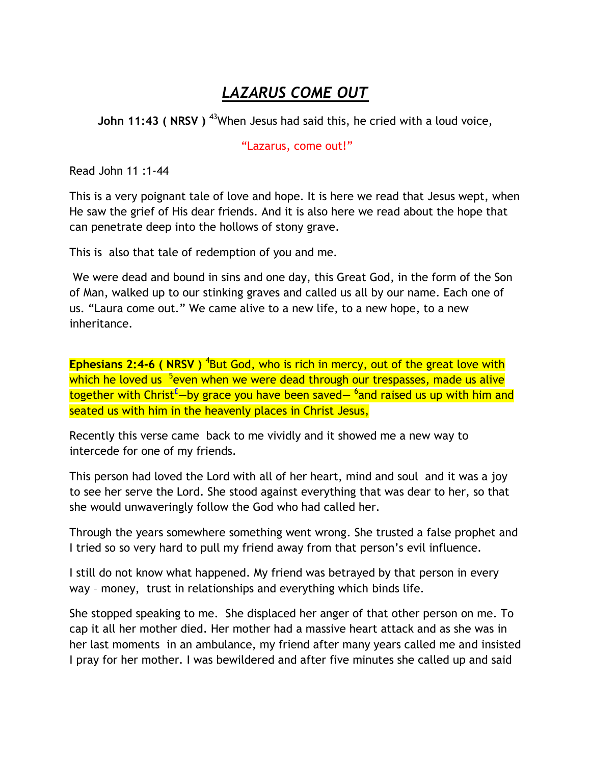# ***LAZARUS COME OUT***

**John 11:43 ( NRSV )** [43]When Jesus had said this, he cried with a loud voice,

"Lazarus, come out!"

Read John 11 :1-44

This is a very poignant tale of love and hope. It is here we read that Jesus wept, when He saw the grief of His dear friends. And it is also here we read about the hope that can penetrate deep into the hollows of stony grave.

This is also that tale of redemption of you and me.

We were dead and bound in sins and one day, this Great God, in the form of the Son of Man, walked up to our stinking graves and called us all by our name. Each one of us. "Laura come out." We came alive to a new life, to a new hope, to a new inheritance.

**Ephesians 2:4-6 ( NRSV )** [4]But God, who is rich in mercy, out of the great love with which he loved us [5]even when we were dead through our trespasses, made us alive together with Christ[£]—by grace you have been saved— [6]and raised us up with him and seated us with him in the heavenly places in Christ Jesus,

Recently this verse came back to me vividly and it showed me a new way to intercede for one of my friends.

This person had loved the Lord with all of her heart, mind and soul and it was a joy to see her serve the Lord. She stood against everything that was dear to her, so that she would unwaveringly follow the God who had called her.

Through the years somewhere something went wrong. She trusted a false prophet and I tried so so very hard to pull my friend away from that person's evil influence.

I still do not know what happened. My friend was betrayed by that person in every way – money, trust in relationships and everything which binds life.

She stopped speaking to me. She displaced her anger of that other person on me. To cap it all her mother died. Her mother had a massive heart attack and as she was in her last moments in an ambulance, my friend after many years called me and insisted I pray for her mother. I was bewildered and after five minutes she called up and said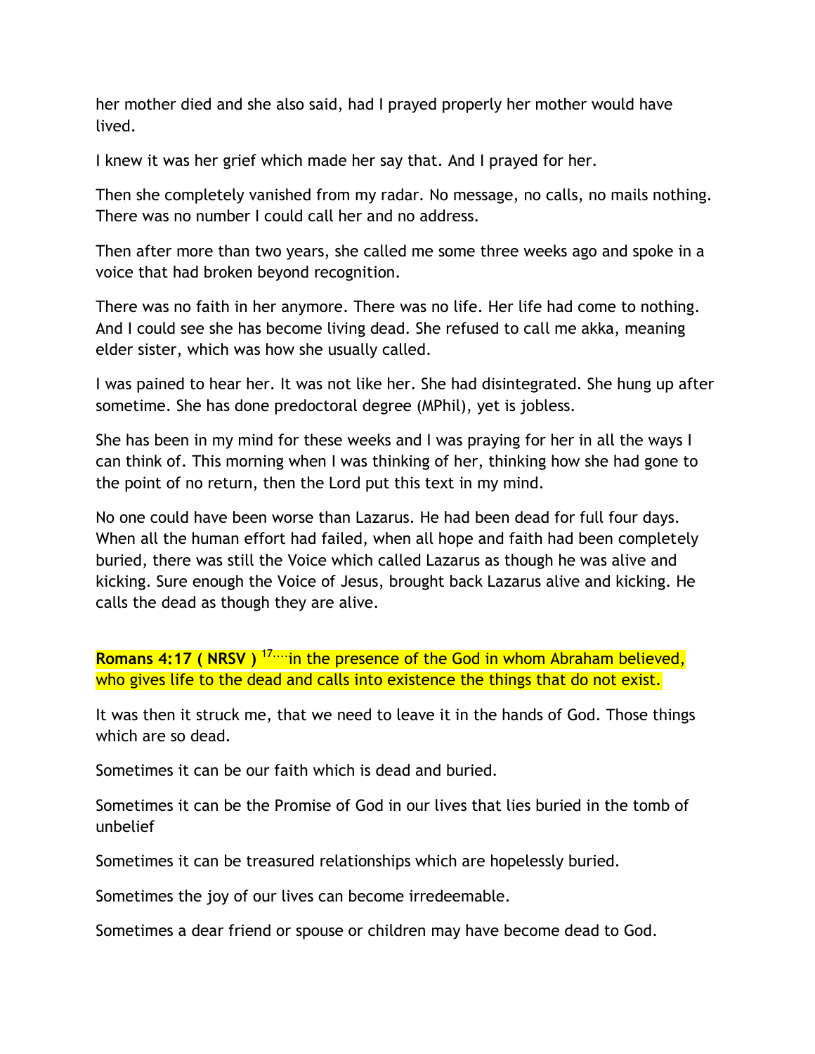her mother died and she also said, had I prayed properly her mother would have lived.

I knew it was her grief which made her say that. And I prayed for her.

Then she completely vanished from my radar. No message, no calls, no mails nothing. There was no number I could call her and no address.

Then after more than two years, she called me some three weeks ago and spoke in a voice that had broken beyond recognition.

There was no faith in her anymore. There was no life. Her life had come to nothing. And I could see she has become living dead. She refused to call me akka, meaning elder sister, which was how she usually called.

I was pained to hear her. It was not like her. She had disintegrated. She hung up after sometime. She has done predoctoral degree (MPhil), yet is jobless.

She has been in my mind for these weeks and I was praying for her in all the ways I can think of. This morning when I was thinking of her, thinking how she had gone to the point of no return, then the Lord put this text in my mind.

No one could have been worse than Lazarus. He had been dead for full four days. When all the human effort had failed, when all hope and faith had been completely buried, there was still the Voice which called Lazarus as though he was alive and kicking. Sure enough the Voice of Jesus, brought back Lazarus alive and kicking. He calls the dead as though they are alive.

**Romans 4:17 ( NRSV )** 17….in the presence of the God in whom Abraham believed, who gives life to the dead and calls into existence the things that do not exist.

It was then it struck me, that we need to leave it in the hands of God. Those things which are so dead.

Sometimes it can be our faith which is dead and buried.

Sometimes it can be the Promise of God in our lives that lies buried in the tomb of unbelief

Sometimes it can be treasured relationships which are hopelessly buried.

Sometimes the joy of our lives can become irredeemable.

Sometimes a dear friend or spouse or children may have become dead to God.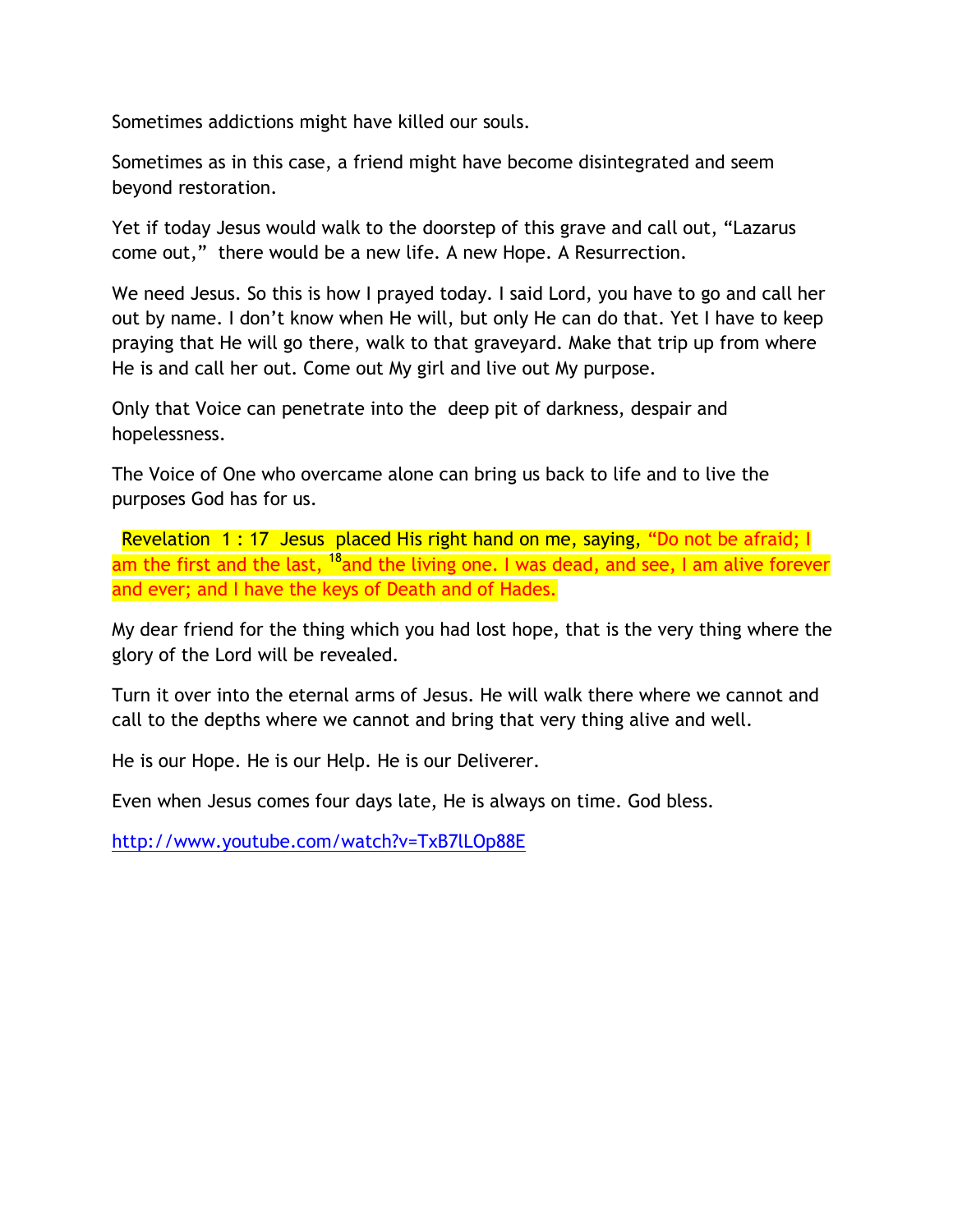Sometimes addictions might have killed our souls.

Sometimes as in this case, a friend might have become disintegrated and seem beyond restoration.

Yet if today Jesus would walk to the doorstep of this grave and call out, “Lazarus come out,” there would be a new life. A new Hope. A Resurrection.

We need Jesus. So this is how I prayed today. I said Lord, you have to go and call her out by name. I don’t know when He will, but only He can do that. Yet I have to keep praying that He will go there, walk to that graveyard. Make that trip up from where He is and call her out. Come out My girl and live out My purpose.

Only that Voice can penetrate into the deep pit of darkness, despair and hopelessness.

The Voice of One who overcame alone can bring us back to life and to live the purposes God has for us.

Revelation 1 : 17 Jesus placed His right hand on me, saying, “Do not be afraid; I am the first and the last, [18]and the living one. I was dead, and see, I am alive forever and ever; and I have the keys of Death and of Hades.

My dear friend for the thing which you had lost hope, that is the very thing where the glory of the Lord will be revealed.

Turn it over into the eternal arms of Jesus. He will walk there where we cannot and call to the depths where we cannot and bring that very thing alive and well.

He is our Hope. He is our Help. He is our Deliverer.

Even when Jesus comes four days late, He is always on time. God bless.

http://www.youtube.com/watch?v=TxB7lLOp88E